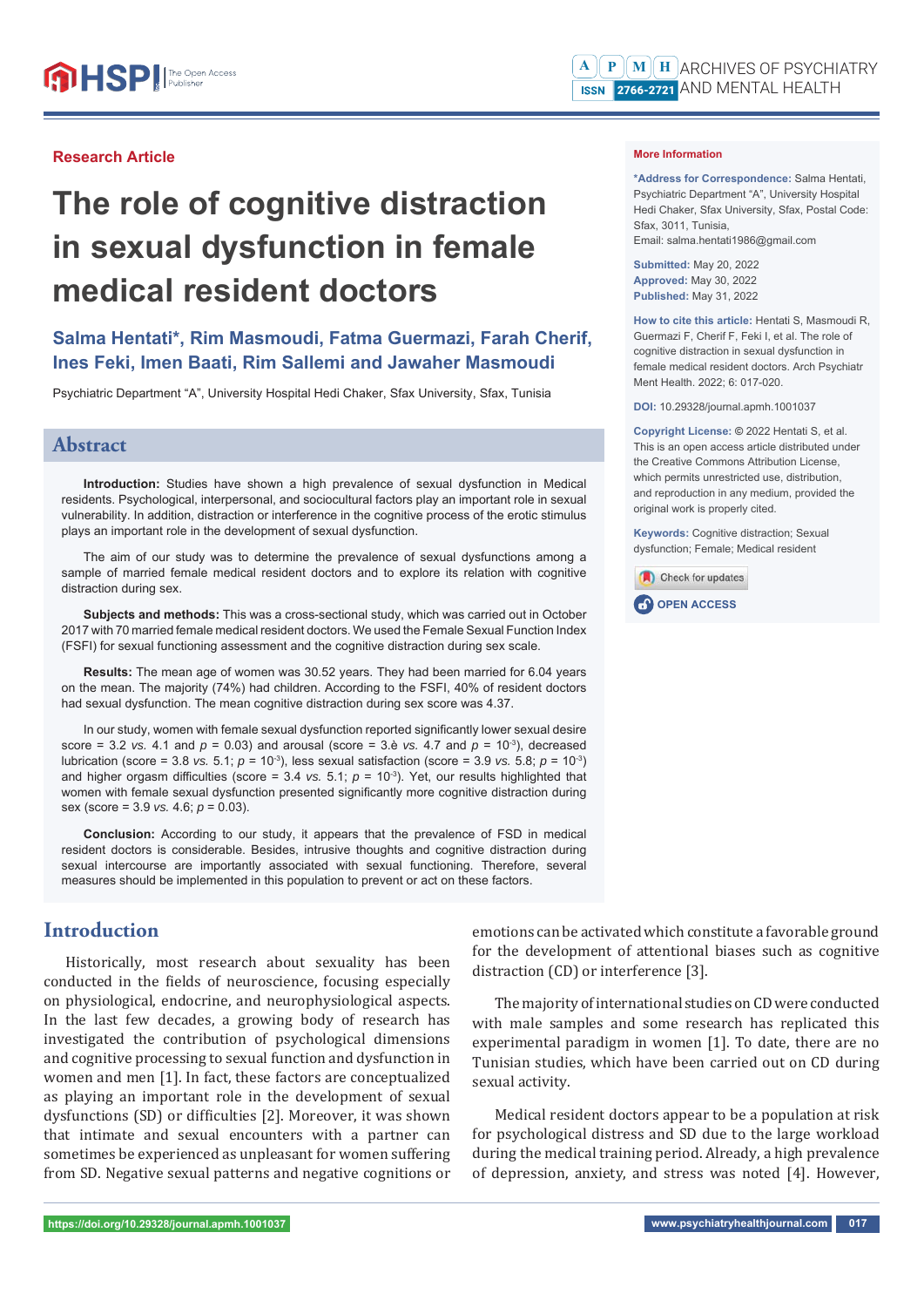Research Article

# The role of cognitive distraction in sexual dysfunction in female medical resident doctors

**Salma Hentati\*, Rim Masmoudi, Fatma Guermazi, Farah Cherif, Ines Feki, Imen Baati, Rim Sallemi and Jawaher Masmoudi**

Psychiatric Department "A", University Hospital Hedi Chaker, Sfax University, Sfax, Tunisia

## Abstract

**Introduction:** Studies have shown a high prevalence of sexual dysfunction in Medical residents. Psychological, interpersonal, and sociocultural factors play an important role in sexual vulnerability. In addition, distraction or interference in the cognitive process of the erotic stimulus plays an important role in the development of sexual dysfunction.

The aim of our study was to determine the prevalence of sexual dysfunctions among a sample of married female medical resident doctors and to explore its relation with cognitive distraction during sex.

**Subjects and methods:** This was a cross-sectional study, which was carried out in October 2017 with 70 married female medical resident doctors. We used the Female Sexual Function Index (FSFI) for sexual functioning assessment and the cognitive distraction during sex scale.

**Results:** The mean age of women was 30.52 years. They had been married for 6.04 years on the mean. The majority (74%) had children. According to the FSFI, 40% of resident doctors had sexual dysfunction. The mean cognitive distraction during sex score was 4.37.

In our study, women with female sexual dysfunction reported significantly lower sexual desire score = 3.2 *vs.* 4.1 and $p$ = 0.03) and arousal (score = 3.è *vs.* 4.7 and $p = 10^{-3}$), decreased lubrication (score = 3.8 *vs.* 5.1; $p = 10^{-3}$), less sexual satisfaction (score = 3.9 *vs.* 5.8; $p = 10^{-3}$) and higher orgasm difficulties (score = 3.4 *vs.* 5.1; $p = 10^{-3}$). Yet, our results highlighted that women with female sexual dysfunction presented significantly more cognitive distraction during sex (score = 3.9 *vs.* 4.6; $p$ = 0.03).

**Conclusion:** According to our study, it appears that the prevalence of FSD in medical resident doctors is considerable. Besides, intrusive thoughts and cognitive distraction during sexual intercourse are importantly associated with sexual functioning. Therefore, several measures should be implemented in this population to prevent or act on these factors.

**More Information**

**\*Address for Correspondence:** Salma Hentati, Psychiatric Department "A", University Hospital Hedi Chaker, Sfax University, Sfax, Postal Code: Sfax, 3011, Tunisia,
Email: salma.hentati1986@gmail.com

**Submitted:** May 20, 2022
**Approved:** May 30, 2022
**Published:** May 31, 2022

**How to cite this article:** Hentati S, Masmoudi R, Guermazi F, Cherif F, Feki I, et al. The role of cognitive distraction in sexual dysfunction in female medical resident doctors. Arch Psychiatr Ment Health. 2022; 6: 017-020.

**DOI:** 10.29328/journal.apmh.1001037

**Copyright License:** © 2022 Hentati S, et al. This is an open access article distributed under the Creative Commons Attribution License, which permits unrestricted use, distribution, and reproduction in any medium, provided the original work is properly cited.

**Keywords:** Cognitive distraction; Sexual dysfunction; Female; Medical resident

OPEN ACCESS

## Introduction

Historically, most research about sexuality has been conducted in the fields of neuroscience, focusing especially on physiological, endocrine, and neurophysiological aspects. In the last few decades, a growing body of research has investigated the contribution of psychological dimensions and cognitive processing to sexual function and dysfunction in women and men [1]. In fact, these factors are conceptualized as playing an important role in the development of sexual dysfunctions (SD) or difficulties [2]. Moreover, it was shown that intimate and sexual encounters with a partner can sometimes be experienced as unpleasant for women suffering from SD. Negative sexual patterns and negative cognitions or emotions can be activated which constitute a favorable ground for the development of attentional biases such as cognitive distraction (CD) or interference [3].

The majority of international studies on CD were conducted with male samples and some research has replicated this experimental paradigm in women [1]. To date, there are no Tunisian studies, which have been carried out on CD during sexual activity.

Medical resident doctors appear to be a population at risk for psychological distress and SD due to the large workload during the medical training period. Already, a high prevalence of depression, anxiety, and stress was noted [4]. However,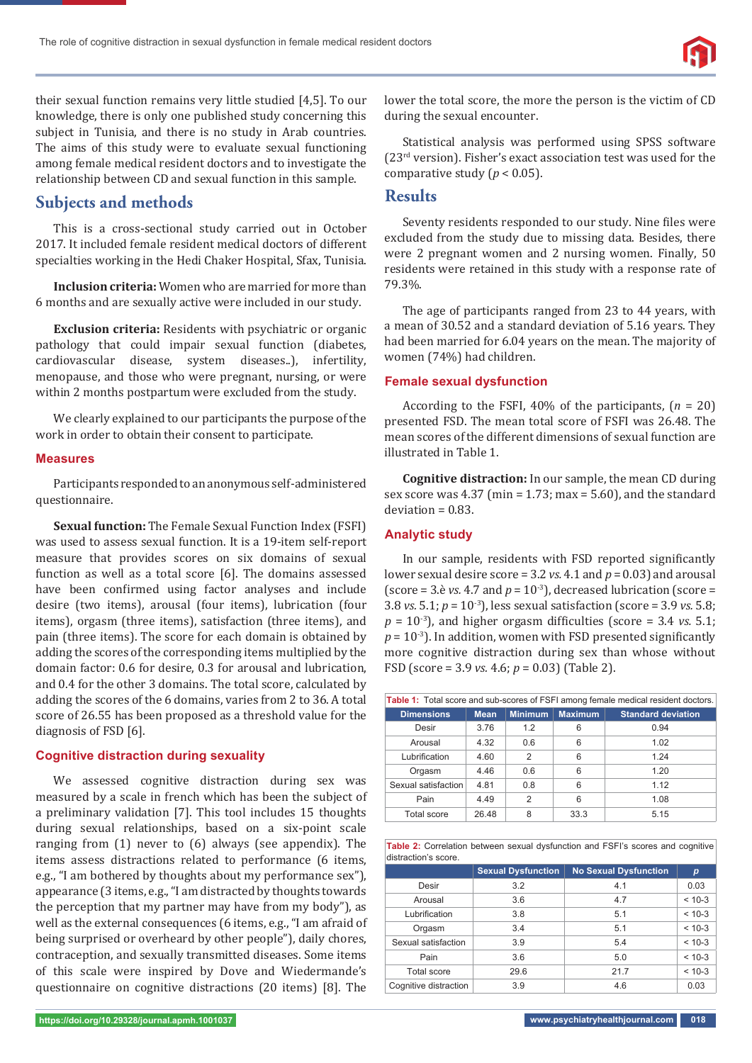their sexual function remains very little studied [4,5]. To our knowledge, there is only one published study concerning this subject in Tunisia, and there is no study in Arab countries. The aims of this study were to evaluate sexual functioning among female medical resident doctors and to investigate the relationship between CD and sexual function in this sample.

## Subjects and methods

This is a cross-sectional study carried out in October 2017. It included female resident medical doctors of different specialties working in the Hedi Chaker Hospital, Sfax, Tunisia.

**Inclusion criteria:** Women who are married for more than 6 months and are sexually active were included in our study.

**Exclusion criteria:** Residents with psychiatric or organic pathology that could impair sexual function (diabetes, cardiovascular disease, system diseases..), infertility, menopause, and those who were pregnant, nursing, or were within 2 months postpartum were excluded from the study.

We clearly explained to our participants the purpose of the work in order to obtain their consent to participate.

### Measures

Participants responded to an anonymous self-administered questionnaire.

**Sexual function:** The Female Sexual Function Index (FSFI) was used to assess sexual function. It is a 19-item self-report measure that provides scores on six domains of sexual function as well as a total score [6]. The domains assessed have been confirmed using factor analyses and include desire (two items), arousal (four items), lubrication (four items), orgasm (three items), satisfaction (three items), and pain (three items). The score for each domain is obtained by adding the scores of the corresponding items multiplied by the domain factor: 0.6 for desire, 0.3 for arousal and lubrication, and 0.4 for the other 3 domains. The total score, calculated by adding the scores of the 6 domains, varies from 2 to 36. A total score of 26.55 has been proposed as a threshold value for the diagnosis of FSD [6].

### Cognitive distraction during sexuality

We assessed cognitive distraction during sex was measured by a scale in french which has been the subject of a preliminary validation [7]. This tool includes 15 thoughts during sexual relationships, based on a six-point scale ranging from (1) never to (6) always (see appendix). The items assess distractions related to performance (6 items, e.g., "I am bothered by thoughts about my performance sex"), appearance (3 items, e.g., "I am distracted by thoughts towards the perception that my partner may have from my body"), as well as the external consequences (6 items, e.g., "I am afraid of being surprised or overheard by other people"), daily chores, contraception, and sexually transmitted diseases. Some items of this scale were inspired by Dove and Wiedermande's questionnaire on cognitive distractions (20 items) [8]. The lower the total score, the more the person is the victim of CD during the sexual encounter.

Statistical analysis was performed using SPSS software (23rd version). Fisher's exact association test was used for the comparative study ($p < 0.05$).

## Results

Seventy residents responded to our study. Nine files were excluded from the study due to missing data. Besides, there were 2 pregnant women and 2 nursing women. Finally, 50 residents were retained in this study with a response rate of 79.3%.

The age of participants ranged from 23 to 44 years, with a mean of 30.52 and a standard deviation of 5.16 years. They had been married for 6.04 years on the mean. The majority of women (74%) had children.

### Female sexual dysfunction

According to the FSFI, 40% of the participants, ($n$ = 20) presented FSD. The mean total score of FSFI was 26.48. The mean scores of the different dimensions of sexual function are illustrated in Table 1.

**Cognitive distraction:** In our sample, the mean CD during sex score was 4.37 (min = 1.73; max = 5.60), and the standard deviation = 0.83.

### Analytic study

In our sample, residents with FSD reported significantly lower sexual desire score = 3.2 *vs.* 4.1 and $p$ = 0.03) and arousal (score = 3.è *vs.* 4.7 and $p = 10^{-3}$), decreased lubrication (score = 3.8 *vs.* 5.1; $p = 10^{-3}$), less sexual satisfaction (score = 3.9 *vs.* 5.8; $p = 10^{-3}$), and higher orgasm difficulties (score = 3.4 *vs.* 5.1; $p = 10^{-3}$). In addition, women with FSD presented significantly more cognitive distraction during sex than whose without FSD (score = 3.9 *vs.* 4.6; $p$ = 0.03) (Table 2).

**Table 1:** Total score and sub-scores of FSFI among female medical resident doctors.

| Dimensions | Mean | Minimum | Maximum | Standard deviation |
|---|---|---|---|---|
| Desir | 3.76 | 1.2 | 6 | 0.94 |
| Arousal | 4.32 | 0.6 | 6 | 1.02 |
| Lubrification | 4.60 | 2 | 6 | 1.24 |
| Orgasm | 4.46 | 0.6 | 6 | 1.20 |
| Sexual satisfaction | 4.81 | 0.8 | 6 | 1.12 |
| Pain | 4.49 | 2 | 6 | 1.08 |
| Total score | 26.48 | 8 | 33.3 | 5.15 |

**Table 2:** Correlation between sexual dysfunction and FSFI's scores and cognitive distraction's score.

| | Sexual Dysfunction | No Sexual Dysfunction | p |
|---|---|---|---|
| Desir | 3.2 | 4.1 | 0.03 |
| Arousal | 3.6 | 4.7 | < 10-3 |
| Lubrification | 3.8 | 5.1 | < 10-3 |
| Orgasm | 3.4 | 5.1 | < 10-3 |
| Sexual satisfaction | 3.9 | 5.4 | < 10-3 |
| Pain | 3.6 | 5.0 | < 10-3 |
| Total score | 29.6 | 21.7 | < 10-3 |
| Cognitive distraction | 3.9 | 4.6 | 0.03 |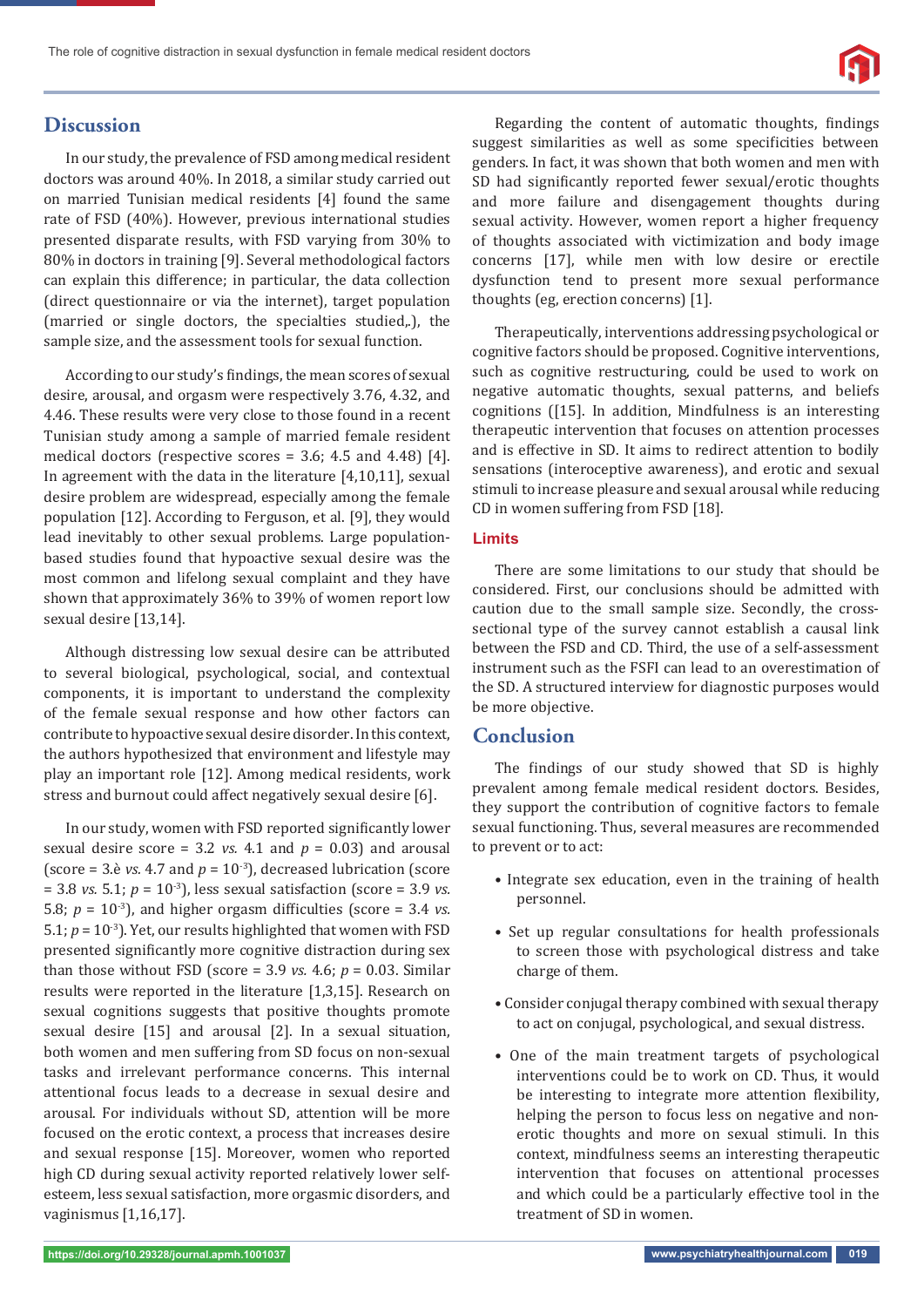## Discussion

In our study, the prevalence of FSD among medical resident doctors was around 40%. In 2018, a similar study carried out on married Tunisian medical residents [4] found the same rate of FSD (40%). However, previous international studies presented disparate results, with FSD varying from 30% to 80% in doctors in training [9]. Several methodological factors can explain this difference; in particular, the data collection (direct questionnaire or via the internet), target population (married or single doctors, the specialties studied,.), the sample size, and the assessment tools for sexual function.

According to our study's findings, the mean scores of sexual desire, arousal, and orgasm were respectively 3.76, 4.32, and 4.46. These results were very close to those found in a recent Tunisian study among a sample of married female resident medical doctors (respective scores = 3.6; 4.5 and 4.48) [4]. In agreement with the data in the literature [4,10,11], sexual desire problem are widespread, especially among the female population [12]. According to Ferguson, et al. [9], they would lead inevitably to other sexual problems. Large population-based studies found that hypoactive sexual desire was the most common and lifelong sexual complaint and they have shown that approximately 36% to 39% of women report low sexual desire [13,14].

Although distressing low sexual desire can be attributed to several biological, psychological, social, and contextual components, it is important to understand the complexity of the female sexual response and how other factors can contribute to hypoactive sexual desire disorder. In this context, the authors hypothesized that environment and lifestyle may play an important role [12]. Among medical residents, work stress and burnout could affect negatively sexual desire [6].

In our study, women with FSD reported significantly lower sexual desire score = 3.2 *vs.* 4.1 and $p$ = 0.03) and arousal (score = 3.è *vs.* 4.7 and $p = 10^{-3}$), decreased lubrication (score = 3.8 *vs.* 5.1; $p = 10^{-3}$), less sexual satisfaction (score = 3.9 *vs.* 5.8; $p = 10^{-3}$), and higher orgasm difficulties (score = 3.4 *vs.* 5.1; $p = 10^{-3}$). Yet, our results highlighted that women with FSD presented significantly more cognitive distraction during sex than those without FSD (score = 3.9 *vs.* 4.6; $p$ = 0.03. Similar results were reported in the literature [1,3,15]. Research on sexual cognitions suggests that positive thoughts promote sexual desire [15] and arousal [2]. In a sexual situation, both women and men suffering from SD focus on non-sexual tasks and irrelevant performance concerns. This internal attentional focus leads to a decrease in sexual desire and arousal. For individuals without SD, attention will be more focused on the erotic context, a process that increases desire and sexual response [15]. Moreover, women who reported high CD during sexual activity reported relatively lower self-esteem, less sexual satisfaction, more orgasmic disorders, and vaginismus [1,16,17].

Regarding the content of automatic thoughts, findings suggest similarities as well as some specificities between genders. In fact, it was shown that both women and men with SD had significantly reported fewer sexual/erotic thoughts and more failure and disengagement thoughts during sexual activity. However, women report a higher frequency of thoughts associated with victimization and body image concerns [17], while men with low desire or erectile dysfunction tend to present more sexual performance thoughts (eg, erection concerns) [1].

Therapeutically, interventions addressing psychological or cognitive factors should be proposed. Cognitive interventions, such as cognitive restructuring, could be used to work on negative automatic thoughts, sexual patterns, and beliefs cognitions ([15]. In addition, Mindfulness is an interesting therapeutic intervention that focuses on attention processes and is effective in SD. It aims to redirect attention to bodily sensations (interoceptive awareness), and erotic and sexual stimuli to increase pleasure and sexual arousal while reducing CD in women suffering from FSD [18].

### Limits

There are some limitations to our study that should be considered. First, our conclusions should be admitted with caution due to the small sample size. Secondly, the cross-sectional type of the survey cannot establish a causal link between the FSD and CD. Third, the use of a self-assessment instrument such as the FSFI can lead to an overestimation of the SD. A structured interview for diagnostic purposes would be more objective.

## Conclusion

The findings of our study showed that SD is highly prevalent among female medical resident doctors. Besides, they support the contribution of cognitive factors to female sexual functioning. Thus, several measures are recommended to prevent or to act:

- Integrate sex education, even in the training of health personnel.
- Set up regular consultations for health professionals to screen those with psychological distress and take charge of them.
- Consider conjugal therapy combined with sexual therapy to act on conjugal, psychological, and sexual distress.
- One of the main treatment targets of psychological interventions could be to work on CD. Thus, it would be interesting to integrate more attention flexibility, helping the person to focus less on negative and non-erotic thoughts and more on sexual stimuli. In this context, mindfulness seems an interesting therapeutic intervention that focuses on attentional processes and which could be a particularly effective tool in the treatment of SD in women.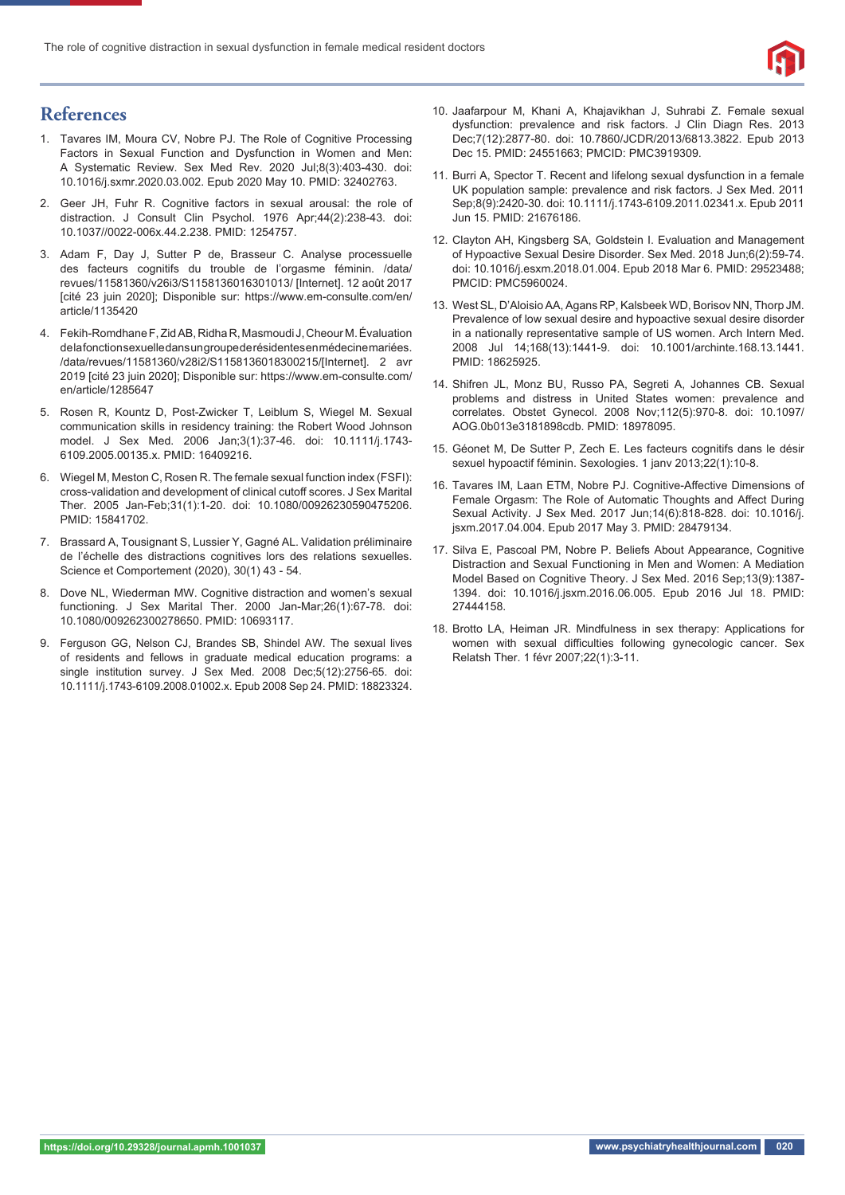## References

1. Tavares IM, Moura CV, Nobre PJ. The Role of Cognitive Processing Factors in Sexual Function and Dysfunction in Women and Men: A Systematic Review. Sex Med Rev. 2020 Jul;8(3):403-430. doi: 10.1016/j.sxmr.2020.03.002. Epub 2020 May 10. PMID: 32402763.
2. Geer JH, Fuhr R. Cognitive factors in sexual arousal: the role of distraction. J Consult Clin Psychol. 1976 Apr;44(2):238-43. doi: 10.1037//0022-006x.44.2.238. PMID: 1254757.
3. Adam F, Day J, Sutter P de, Brasseur C. Analyse processuelle des facteurs cognitifs du trouble de l'orgasme féminin. /data/revues/11581360/v26i3/S1158136016301013/ [Internet]. 12 août 2017 [cité 23 juin 2020]; Disponible sur: https://www.em-consulte.com/en/article/1135420
4. Fekih-Romdhane F, Zid AB, Ridha R, Masmoudi J, Cheour M. Évaluation de la fonction sexuelle dans un groupe de résidentes en médecine mariées. /data/revues/11581360/v28i2/S1158136018300215/[Internet]. 2 avr 2019 [cité 23 juin 2020]; Disponible sur: https://www.em-consulte.com/en/article/1285647
5. Rosen R, Kountz D, Post-Zwicker T, Leiblum S, Wiegel M. Sexual communication skills in residency training: the Robert Wood Johnson model. J Sex Med. 2006 Jan;3(1):37-46. doi: 10.1111/j.1743-6109.2005.00135.x. PMID: 16409216.
6. Wiegel M, Meston C, Rosen R. The female sexual function index (FSFI): cross-validation and development of clinical cutoff scores. J Sex Marital Ther. 2005 Jan-Feb;31(1):1-20. doi: 10.1080/00926230590475206. PMID: 15841702.
7. Brassard A, Tousignant S, Lussier Y, Gagné AL. Validation préliminaire de l'échelle des distractions cognitives lors des relations sexuelles. Science et Comportement (2020), 30(1) 43 - 54.
8. Dove NL, Wiederman MW. Cognitive distraction and women's sexual functioning. J Sex Marital Ther. 2000 Jan-Mar;26(1):67-78. doi: 10.1080/009262300278650. PMID: 10693117.
9. Ferguson GG, Nelson CJ, Brandes SB, Shindel AW. The sexual lives of residents and fellows in graduate medical education programs: a single institution survey. J Sex Med. 2008 Dec;5(12):2756-65. doi: 10.1111/j.1743-6109.2008.01002.x. Epub 2008 Sep 24. PMID: 18823324.
10. Jaafarpour M, Khani A, Khajavikhan J, Suhrabi Z. Female sexual dysfunction: prevalence and risk factors. J Clin Diagn Res. 2013 Dec;7(12):2877-80. doi: 10.7860/JCDR/2013/6813.3822. Epub 2013 Dec 15. PMID: 24551663; PMCID: PMC3919309.
11. Burri A, Spector T. Recent and lifelong sexual dysfunction in a female UK population sample: prevalence and risk factors. J Sex Med. 2011 Sep;8(9):2420-30. doi: 10.1111/j.1743-6109.2011.02341.x. Epub 2011 Jun 15. PMID: 21676186.
12. Clayton AH, Kingsberg SA, Goldstein I. Evaluation and Management of Hypoactive Sexual Desire Disorder. Sex Med. 2018 Jun;6(2):59-74. doi: 10.1016/j.esxm.2018.01.004. Epub 2018 Mar 6. PMID: 29523488; PMCID: PMC5960024.
13. West SL, D'Aloisio AA, Agans RP, Kalsbeek WD, Borisov NN, Thorp JM. Prevalence of low sexual desire and hypoactive sexual desire disorder in a nationally representative sample of US women. Arch Intern Med. 2008 Jul 14;168(13):1441-9. doi: 10.1001/archinte.168.13.1441. PMID: 18625925.
14. Shifren JL, Monz BU, Russo PA, Segreti A, Johannes CB. Sexual problems and distress in United States women: prevalence and correlates. Obstet Gynecol. 2008 Nov;112(5):970-8. doi: 10.1097/AOG.0b013e3181898cdb. PMID: 18978095.
15. Géonet M, De Sutter P, Zech E. Les facteurs cognitifs dans le désir sexuel hypoactif féminin. Sexologies. 1 janv 2013;22(1):10-8.
16. Tavares IM, Laan ETM, Nobre PJ. Cognitive-Affective Dimensions of Female Orgasm: The Role of Automatic Thoughts and Affect During Sexual Activity. J Sex Med. 2017 Jun;14(6):818-828. doi: 10.1016/j.jsxm.2017.04.004. Epub 2017 May 3. PMID: 28479134.
17. Silva E, Pascoal PM, Nobre P. Beliefs About Appearance, Cognitive Distraction and Sexual Functioning in Men and Women: A Mediation Model Based on Cognitive Theory. J Sex Med. 2016 Sep;13(9):1387-1394. doi: 10.1016/j.jsxm.2016.06.005. Epub 2016 Jul 18. PMID: 27444158.
18. Brotto LA, Heiman JR. Mindfulness in sex therapy: Applications for women with sexual difficulties following gynecologic cancer. Sex Relatsh Ther. 1 févr 2007;22(1):3-11.